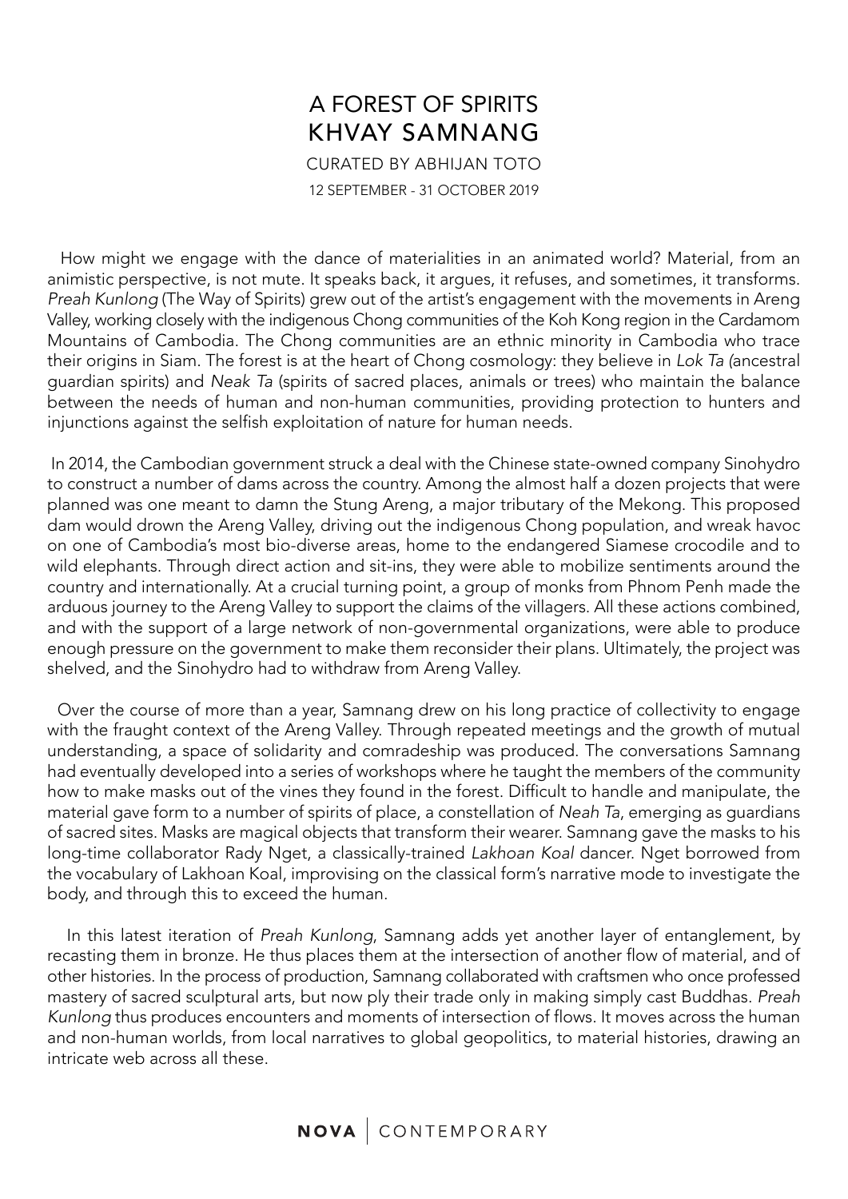# A FOREST OF SPIRITS
# KHVAY SAMNANG

CURATED BY ABHIJAN TOTO

12 SEPTEMBER - 31 OCTOBER 2019

How might we engage with the dance of materialities in an animated world? Material, from an animistic perspective, is not mute. It speaks back, it argues, it refuses, and sometimes, it transforms. *Preah Kunlong* (The Way of Spirits) grew out of the artist's engagement with the movements in Areng Valley, working closely with the indigenous Chong communities of the Koh Kong region in the Cardamom Mountains of Cambodia. The Chong communities are an ethnic minority in Cambodia who trace their origins in Siam. The forest is at the heart of Chong cosmology: they believe in *Lok Ta (*ancestral guardian spirits) and *Neak Ta* (spirits of sacred places, animals or trees) who maintain the balance between the needs of human and non-human communities, providing protection to hunters and injunctions against the selfish exploitation of nature for human needs.

In 2014, the Cambodian government struck a deal with the Chinese state-owned company Sinohydro to construct a number of dams across the country. Among the almost half a dozen projects that were planned was one meant to damn the Stung Areng, a major tributary of the Mekong. This proposed dam would drown the Areng Valley, driving out the indigenous Chong population, and wreak havoc on one of Cambodia's most bio-diverse areas, home to the endangered Siamese crocodile and to wild elephants. Through direct action and sit-ins, they were able to mobilize sentiments around the country and internationally. At a crucial turning point, a group of monks from Phnom Penh made the arduous journey to the Areng Valley to support the claims of the villagers. All these actions combined, and with the support of a large network of non-governmental organizations, were able to produce enough pressure on the government to make them reconsider their plans. Ultimately, the project was shelved, and the Sinohydro had to withdraw from Areng Valley.

Over the course of more than a year, Samnang drew on his long practice of collectivity to engage with the fraught context of the Areng Valley. Through repeated meetings and the growth of mutual understanding, a space of solidarity and comradeship was produced. The conversations Samnang had eventually developed into a series of workshops where he taught the members of the community how to make masks out of the vines they found in the forest. Difficult to handle and manipulate, the material gave form to a number of spirits of place, a constellation of *Neah Ta*, emerging as guardians of sacred sites. Masks are magical objects that transform their wearer. Samnang gave the masks to his long-time collaborator Rady Nget, a classically-trained *Lakhoan Koal* dancer. Nget borrowed from the vocabulary of Lakhoan Koal, improvising on the classical form's narrative mode to investigate the body, and through this to exceed the human.

In this latest iteration of *Preah Kunlong*, Samnang adds yet another layer of entanglement, by recasting them in bronze. He thus places them at the intersection of another flow of material, and of other histories. In the process of production, Samnang collaborated with craftsmen who once professed mastery of sacred sculptural arts, but now ply their trade only in making simply cast Buddhas. *Preah Kunlong* thus produces encounters and moments of intersection of flows. It moves across the human and non-human worlds, from local narratives to global geopolitics, to material histories, drawing an intricate web across all these.

**NOVA** | CONTEMPORARY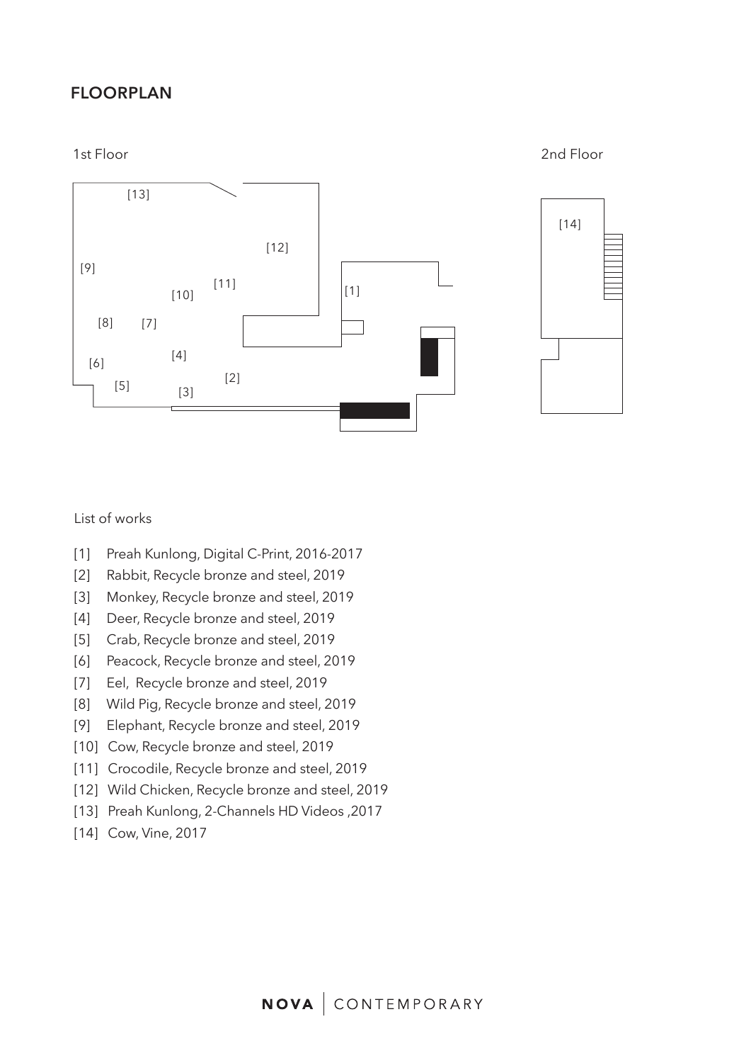## FLOORPLAN

1st Floor

[13]
[12]
[9]
[11]
[10]
[1]
[8]
[7]
[4]
[6]
[2]
[5]
[3]

2nd Floor

[14]

List of works

[1] Preah Kunlong, Digital C-Print, 2016-2017
[2] Rabbit, Recycle bronze and steel, 2019
[3] Monkey, Recycle bronze and steel, 2019
[4] Deer, Recycle bronze and steel, 2019
[5] Crab, Recycle bronze and steel, 2019
[6] Peacock, Recycle bronze and steel, 2019
[7] Eel, Recycle bronze and steel, 2019
[8] Wild Pig, Recycle bronze and steel, 2019
[9] Elephant, Recycle bronze and steel, 2019
[10] Cow, Recycle bronze and steel, 2019
[11] Crocodile, Recycle bronze and steel, 2019
[12] Wild Chicken, Recycle bronze and steel, 2019
[13] Preah Kunlong, 2-Channels HD Videos ,2017
[14] Cow, Vine, 2017

**NOVA** | CONTEMPORARY